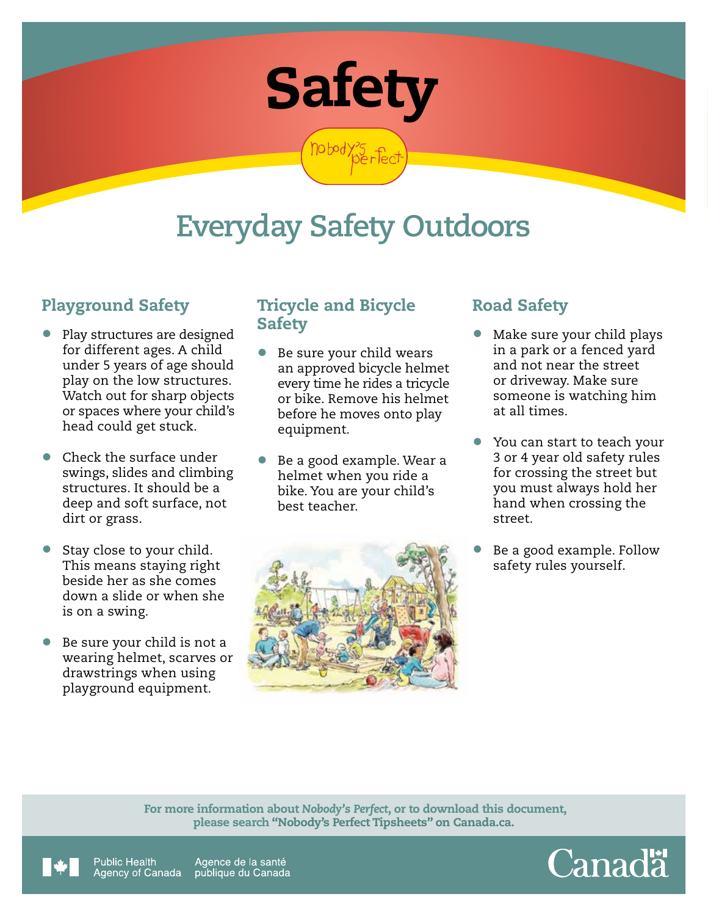# Safety

Nobody's Perfect

## Everyday Safety Outdoors

### Playground Safety

- Play structures are designed for different ages. A child under 5 years of age should play on the low structures. Watch out for sharp objects or spaces where your child's head could get stuck.
- Check the surface under swings, slides and climbing structures. It should be a deep and soft surface, not dirt or grass.
- Stay close to your child. This means staying right beside her as she comes down a slide or when she is on a swing.
- Be sure your child is not a wearing helmet, scarves or drawstrings when using playground equipment.

### Tricycle and Bicycle Safety

- Be sure your child wears an approved bicycle helmet every time he rides a tricycle or bike. Remove his helmet before he moves onto play equipment.
- Be a good example. Wear a helmet when you ride a bike. You are your child's best teacher.

### Road Safety

- Make sure your child plays in a park or a fenced yard and not near the street or driveway. Make sure someone is watching him at all times.
- You can start to teach your 3 or 4 year old safety rules for crossing the street but you must always hold her hand when crossing the street.
- Be a good example. Follow safety rules yourself.

For more information about *Nobody's Perfect*, or to download this document, please search "Nobody's Perfect Tipsheets" on Canada.ca.

Public Health Agency of Canada / Agence de la santé publique du Canada

Canada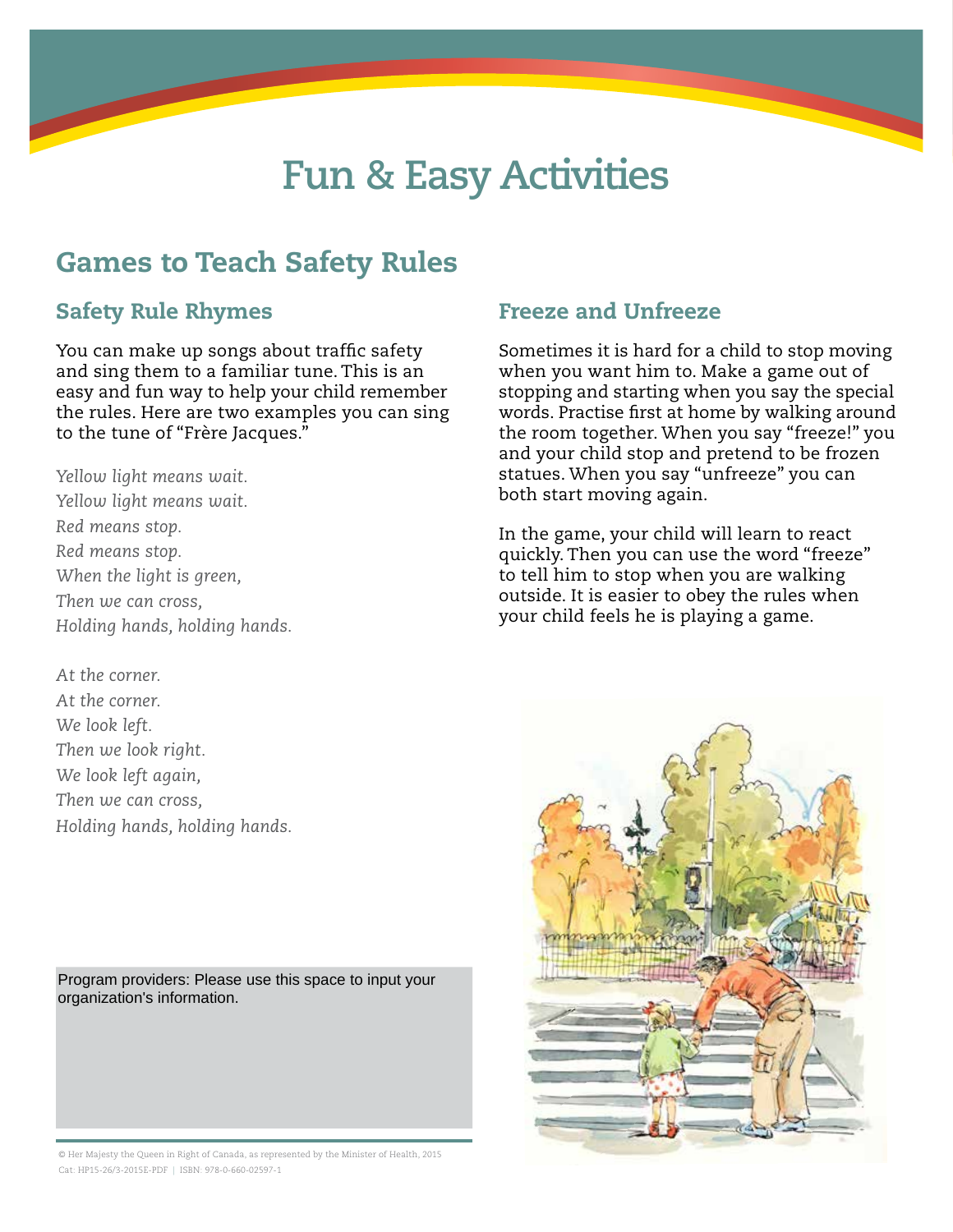# Fun & Easy Activities

## Games to Teach Safety Rules

### Safety Rule Rhymes

You can make up songs about traffic safety and sing them to a familiar tune. This is an easy and fun way to help your child remember the rules. Here are two examples you can sing to the tune of "Frère Jacques."

*Yellow light means wait.*
*Yellow light means wait.*
*Red means stop.*
*Red means stop.*
*When the light is green,*
*Then we can cross,*
*Holding hands, holding hands.*

*At the corner.*
*At the corner.*
*We look left.*
*Then we look right.*
*We look left again,*
*Then we can cross,*
*Holding hands, holding hands.*

Program providers: Please use this space to input your organization's information.

### Freeze and Unfreeze

Sometimes it is hard for a child to stop moving when you want him to. Make a game out of stopping and starting when you say the special words. Practise first at home by walking around the room together. When you say "freeze!" you and your child stop and pretend to be frozen statues. When you say "unfreeze" you can both start moving again.

In the game, your child will learn to react quickly. Then you can use the word "freeze" to tell him to stop when you are walking outside. It is easier to obey the rules when your child feels he is playing a game.

© Her Majesty the Queen in Right of Canada, as represented by the Minister of Health, 2015
Cat: HP15-26/3-2015E-PDF | ISBN: 978-0-660-02597-1